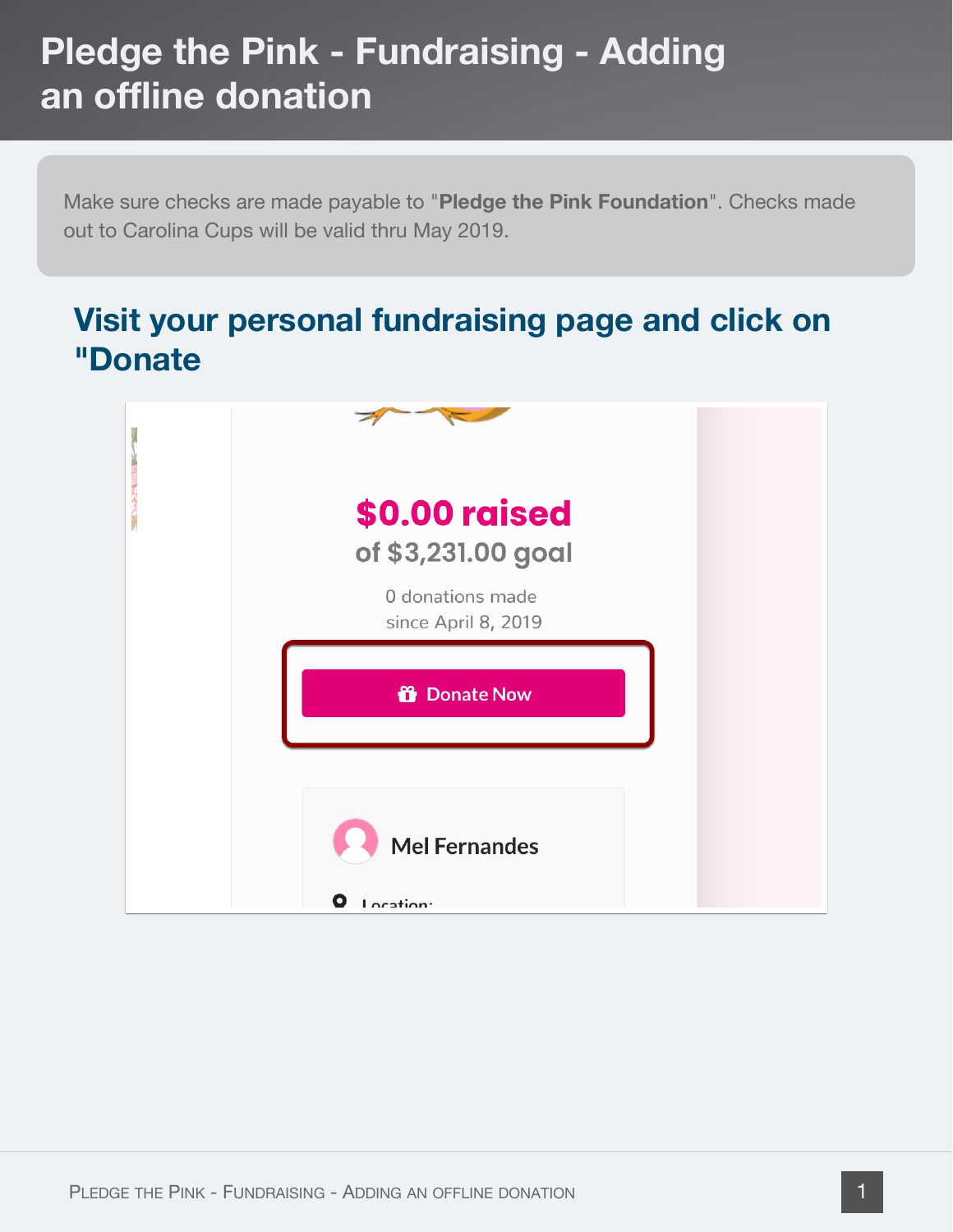# Pledge the Pink - Fundraising - Adding an offline donation

Make sure checks are made payable to "**Pledge the Pink Foundation**". Checks made out to Carolina Cups will be valid thru May 2019.

## Visit your personal fundraising page and click on "Donate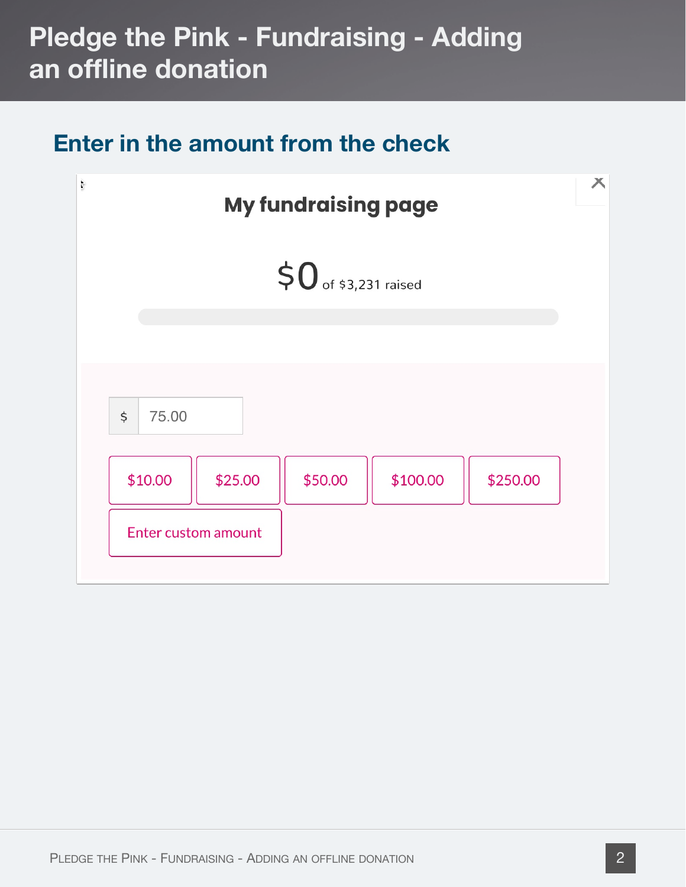# Pledge the Pink - Fundraising - Adding an offline donation

## Enter in the amount from the check

My fundraising page

$0 of $3,231 raised

$ 75.00

$10.00 $25.00 $50.00 $100.00 $250.00

Enter custom amount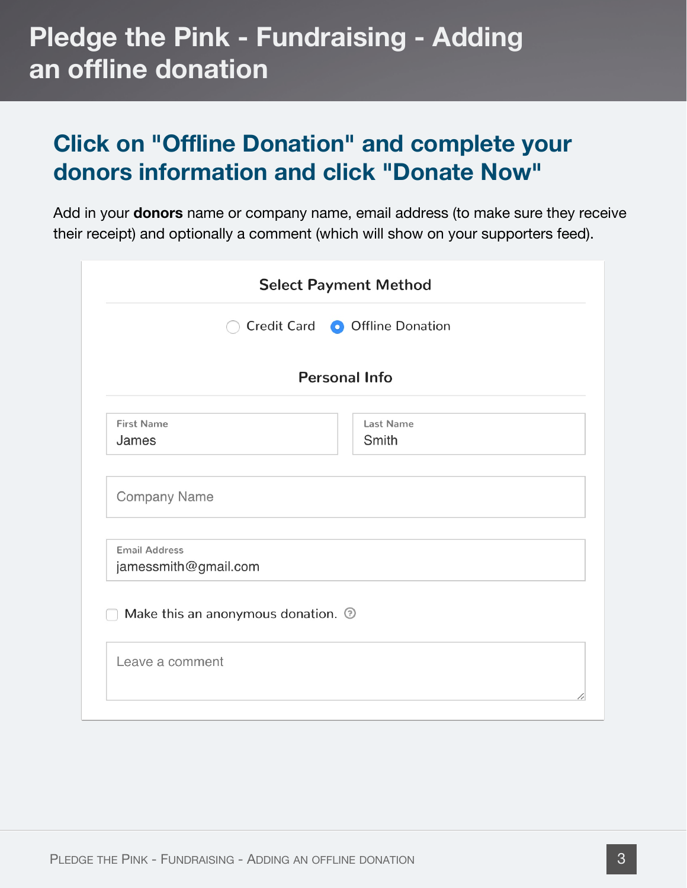# Pledge the Pink - Fundraising - Adding an offline donation

## Click on "Offline Donation" and complete your donors information and click "Donate Now"

Add in your **donors** name or company name, email address (to make sure they receive their receipt) and optionally a comment (which will show on your supporters feed).

**Select Payment Method**

○ Credit Card ● Offline Donation

**Personal Info**

First Name: James

Last Name: Smith

Company Name

Email Address: jamessmith@gmail.com

☐ Make this an anonymous donation.

Leave a comment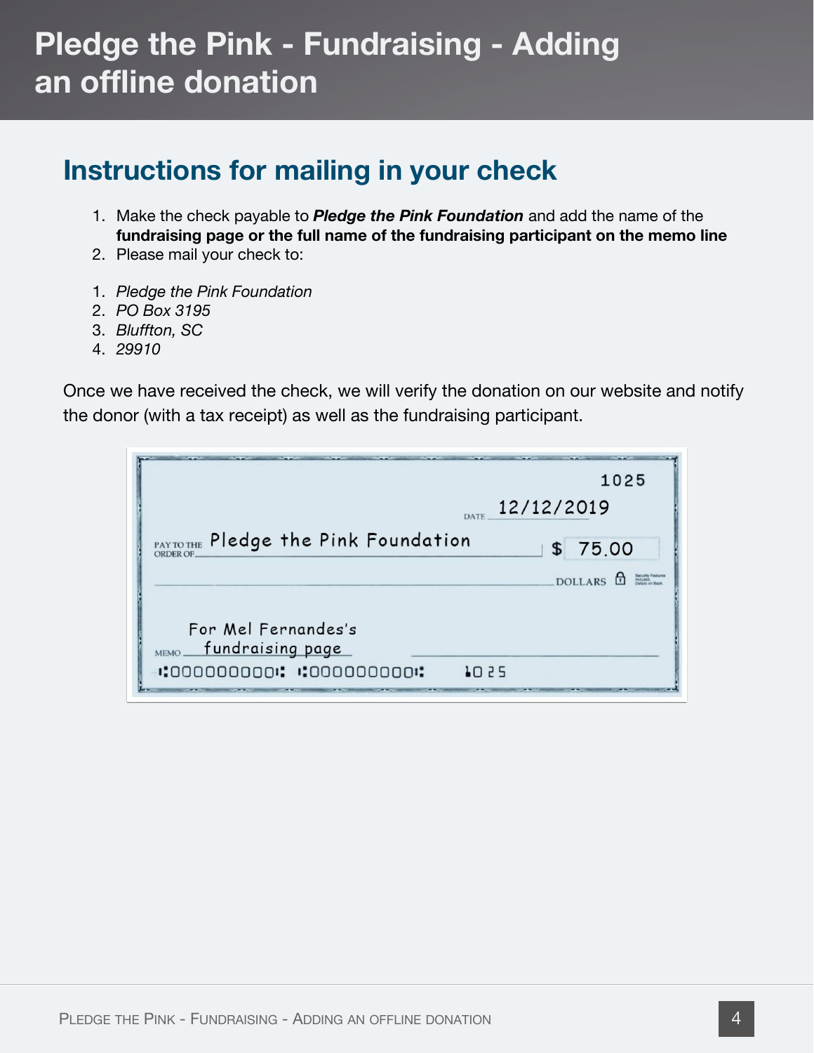# Pledge the Pink - Fundraising - Adding an offline donation

## Instructions for mailing in your check

1. Make the check payable to ***Pledge the Pink Foundation*** and add the name of the **fundraising page or the full name of the fundraising participant on the memo line**
2. Please mail your check to:

1. *Pledge the Pink Foundation*
2. *PO Box 3195*
3. *Bluffton, SC*
4. *29910*

Once we have received the check, we will verify the donation on our website and notify the donor (with a tax receipt) as well as the fundraising participant.

1025

DATE 12/12/2019

PAY TO THE ORDER OF Pledge the Pink Foundation $ 75.00

DOLLARS

MEMO For Mel Fernandes's fundraising page

⑆000000000⑆ ⑆000000000⑆ 1025